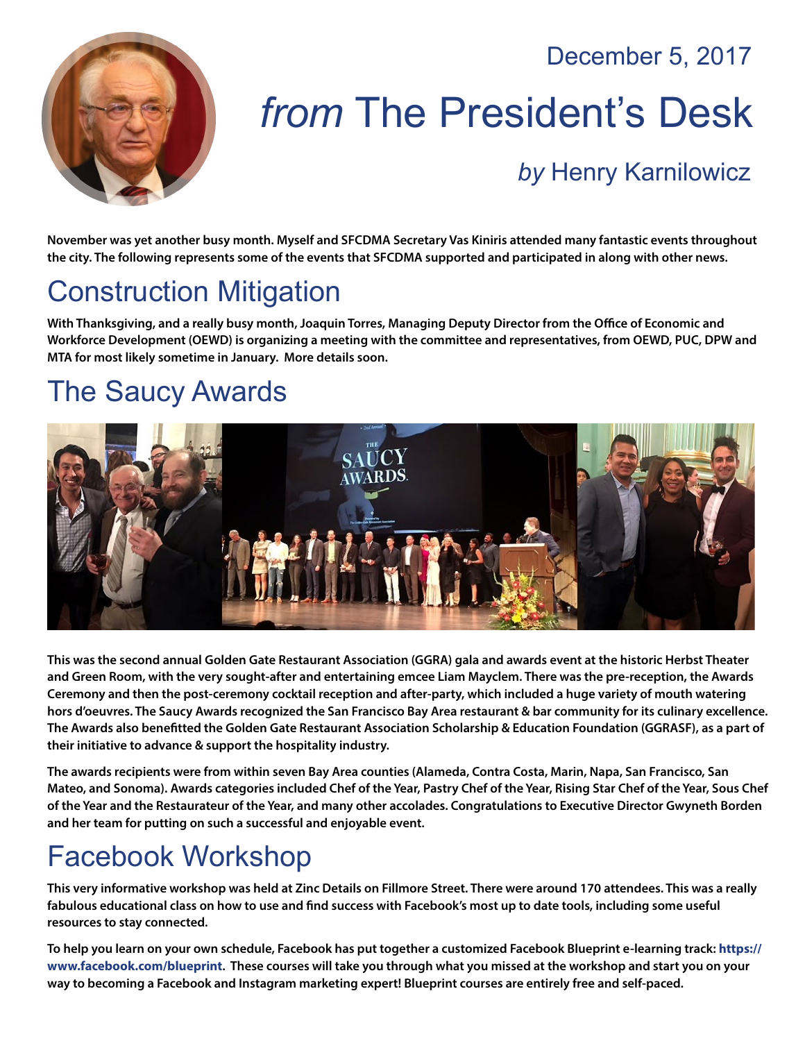December 5, 2017

# *from* The President's Desk

## *by* Henry Karnilowicz

**November was yet another busy month. Myself and SFCDMA Secretary Vas Kiniris attended many fantastic events throughout the city. The following represents some of the events that SFCDMA supported and participated in along with other news.**

## Construction Mitigation

**With Thanksgiving, and a really busy month, Joaquin Torres, Managing Deputy Director from the Office of Economic and Workforce Development (OEWD) is organizing a meeting with the committee and representatives, from OEWD, PUC, DPW and MTA for most likely sometime in January. More details soon.**

## The Saucy Awards

**This was the second annual Golden Gate Restaurant Association (GGRA) gala and awards event at the historic Herbst Theater and Green Room, with the very sought-after and entertaining emcee Liam Mayclem. There was the pre-reception, the Awards Ceremony and then the post-ceremony cocktail reception and after-party, which included a huge variety of mouth watering hors d'oeuvres. The Saucy Awards recognized the San Francisco Bay Area restaurant & bar community for its culinary excellence. The Awards also benefitted the Golden Gate Restaurant Association Scholarship & Education Foundation (GGRASF), as a part of their initiative to advance & support the hospitality industry.**

**The awards recipients were from within seven Bay Area counties (Alameda, Contra Costa, Marin, Napa, San Francisco, San Mateo, and Sonoma). Awards categories included Chef of the Year, Pastry Chef of the Year, Rising Star Chef of the Year, Sous Chef of the Year and the Restaurateur of the Year, and many other accolades. Congratulations to Executive Director Gwyneth Borden and her team for putting on such a successful and enjoyable event.**

## Facebook Workshop

**This very informative workshop was held at Zinc Details on Fillmore Street. There were around 170 attendees. This was a really fabulous educational class on how to use and find success with Facebook's most up to date tools, including some useful resources to stay connected.**

**To help you learn on your own schedule, Facebook has put together a customized Facebook Blueprint e-learning track: https://www.facebook.com/blueprint. These courses will take you through what you missed at the workshop and start you on your way to becoming a Facebook and Instagram marketing expert! Blueprint courses are entirely free and self-paced.**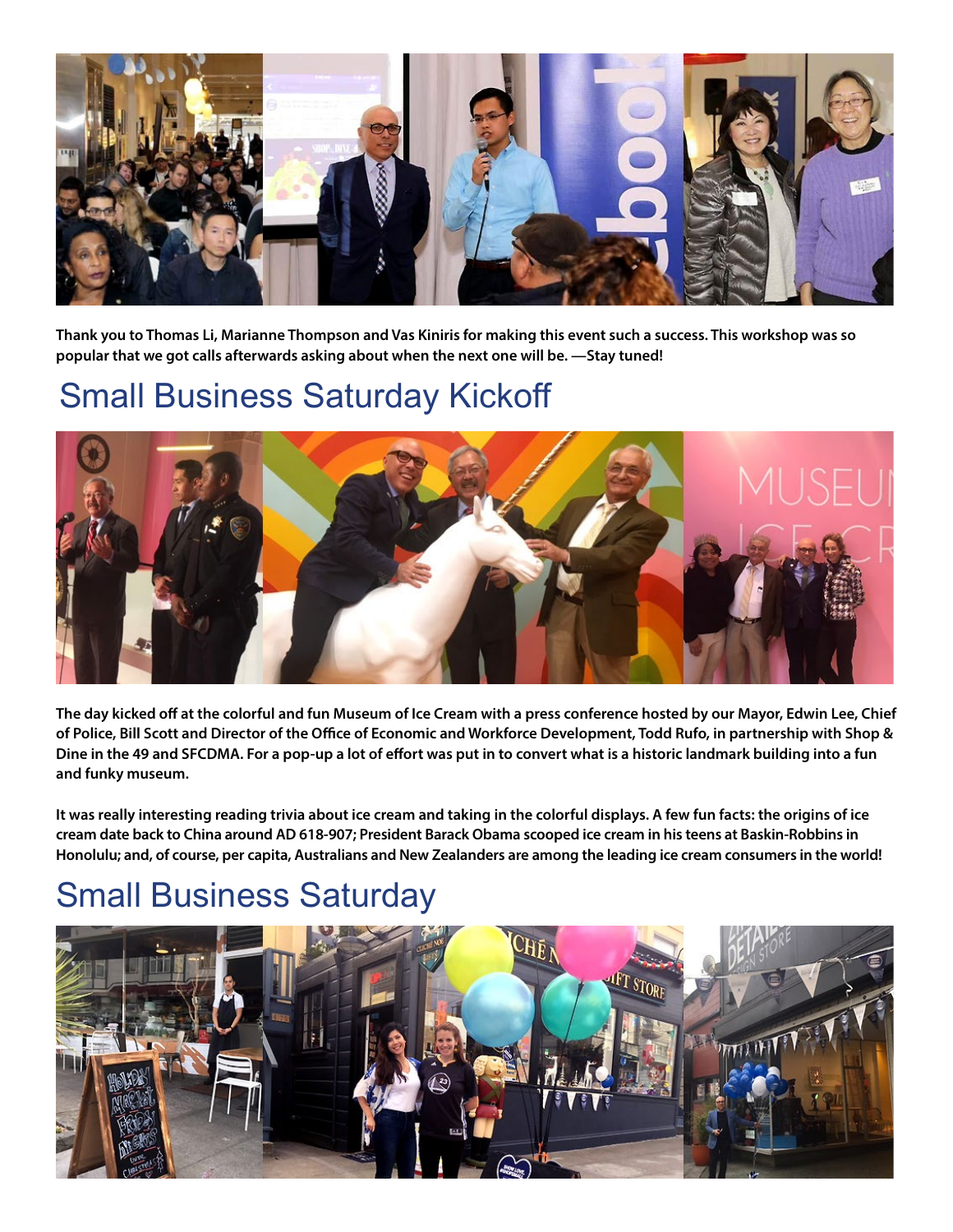**Thank you to Thomas Li, Marianne Thompson and Vas Kiniris for making this event such a success. This workshop was so popular that we got calls afterwards asking about when the next one will be. —Stay tuned!**

## Small Business Saturday Kickoff

**The day kicked off at the colorful and fun Museum of Ice Cream with a press conference hosted by our Mayor, Edwin Lee, Chief of Police, Bill Scott and Director of the Office of Economic and Workforce Development, Todd Rufo, in partnership with Shop & Dine in the 49 and SFCDMA. For a pop-up a lot of effort was put in to convert what is a historic landmark building into a fun and funky museum.**

**It was really interesting reading trivia about ice cream and taking in the colorful displays. A few fun facts: the origins of ice cream date back to China around AD 618-907; President Barack Obama scooped ice cream in his teens at Baskin-Robbins in Honolulu; and, of course, per capita, Australians and New Zealanders are among the leading ice cream consumers in the world!**

## Small Business Saturday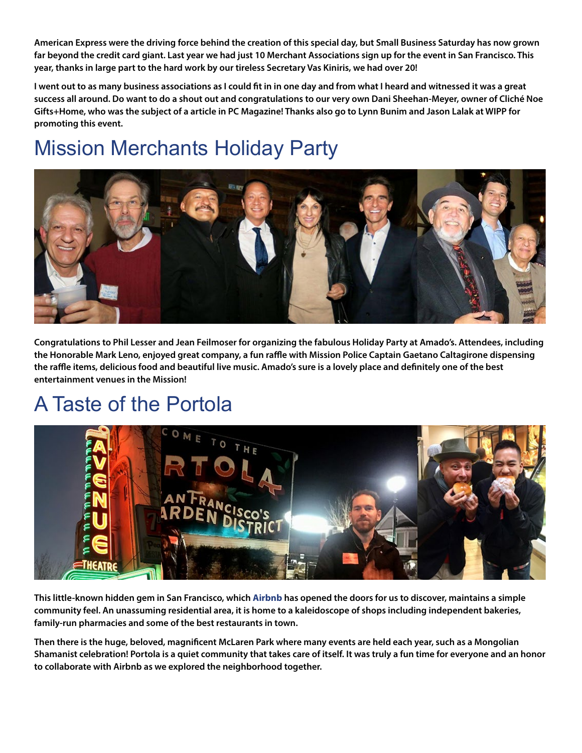**American Express were the driving force behind the creation of this special day, but Small Business Saturday has now grown far beyond the credit card giant. Last year we had just 10 Merchant Associations sign up for the event in San Francisco. This year, thanks in large part to the hard work by our tireless Secretary Vas Kiniris, we had over 20!**

**I went out to as many business associations as I could fit in in one day and from what I heard and witnessed it was a great success all around. Do want to do a shout out and congratulations to our very own Dani Sheehan-Meyer, owner of Cliché Noe Gifts+Home, who was the subject of a article in PC Magazine! Thanks also go to Lynn Bunim and Jason Lalak at WIPP for promoting this event.**

# Mission Merchants Holiday Party

**Congratulations to Phil Lesser and Jean Feilmoser for organizing the fabulous Holiday Party at Amado's. Attendees, including the Honorable Mark Leno, enjoyed great company, a fun raffle with Mission Police Captain Gaetano Caltagirone dispensing the raffle items, delicious food and beautiful live music. Amado's sure is a lovely place and definitely one of the best entertainment venues in the Mission!**

# A Taste of the Portola

**This little-known hidden gem in San Francisco, which Airbnb has opened the doors for us to discover, maintains a simple community feel. An unassuming residential area, it is home to a kaleidoscope of shops including independent bakeries, family-run pharmacies and some of the best restaurants in town.**

**Then there is the huge, beloved, magnificent McLaren Park where many events are held each year, such as a Mongolian Shamanist celebration! Portola is a quiet community that takes care of itself. It was truly a fun time for everyone and an honor to collaborate with Airbnb as we explored the neighborhood together.**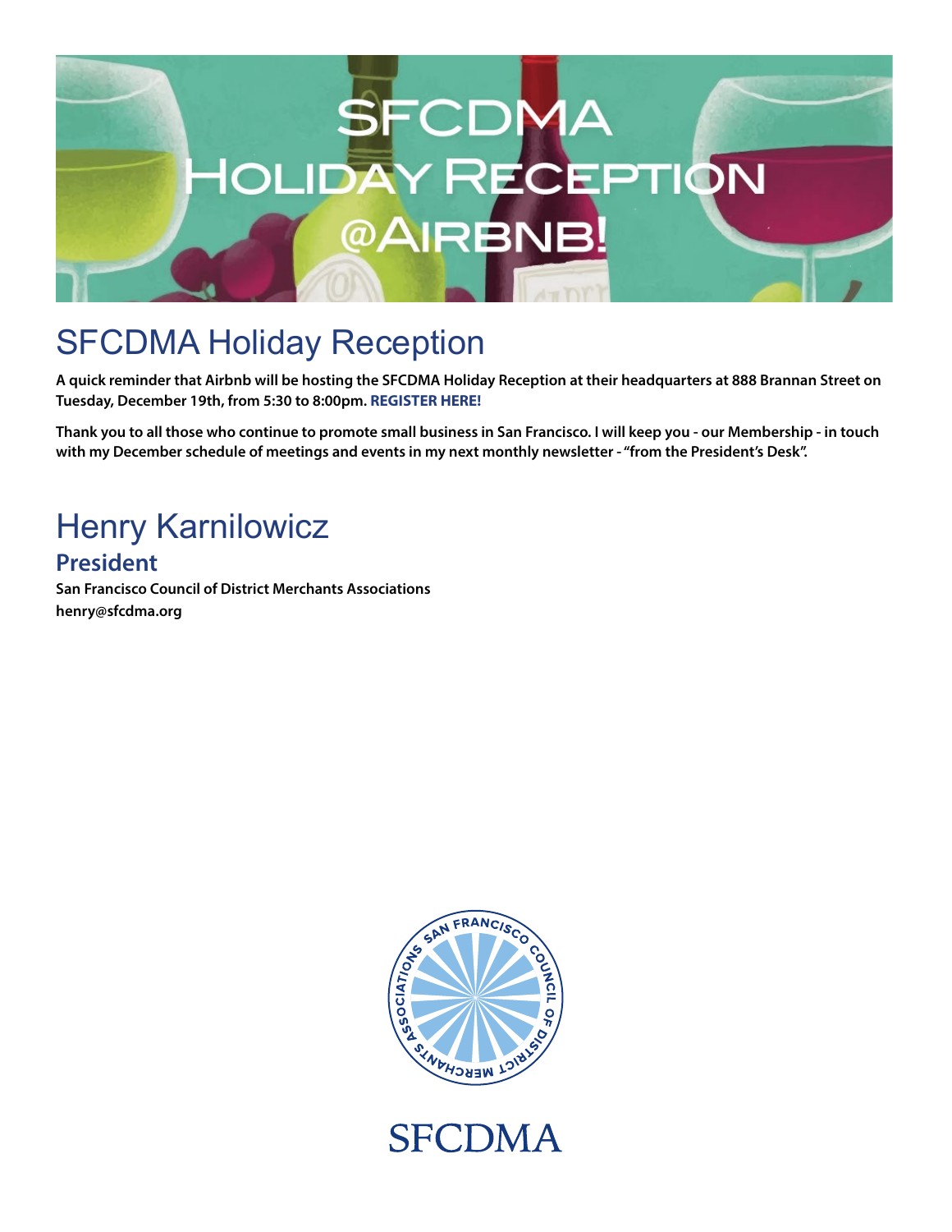# SFCDMA Holiday Reception

**A quick reminder that Airbnb will be hosting the SFCDMA Holiday Reception at their headquarters at 888 Brannan Street on Tuesday, December 19th, from 5:30 to 8:00pm. REGISTER HERE!**

**Thank you to all those who continue to promote small business in San Francisco. I will keep you - our Membership - in touch with my December schedule of meetings and events in my next monthly newsletter - "from the President's Desk".**

# Henry Karnilowicz

## President

**San Francisco Council of District Merchants Associations**
**henry@sfcdma.org**

SFCDMA